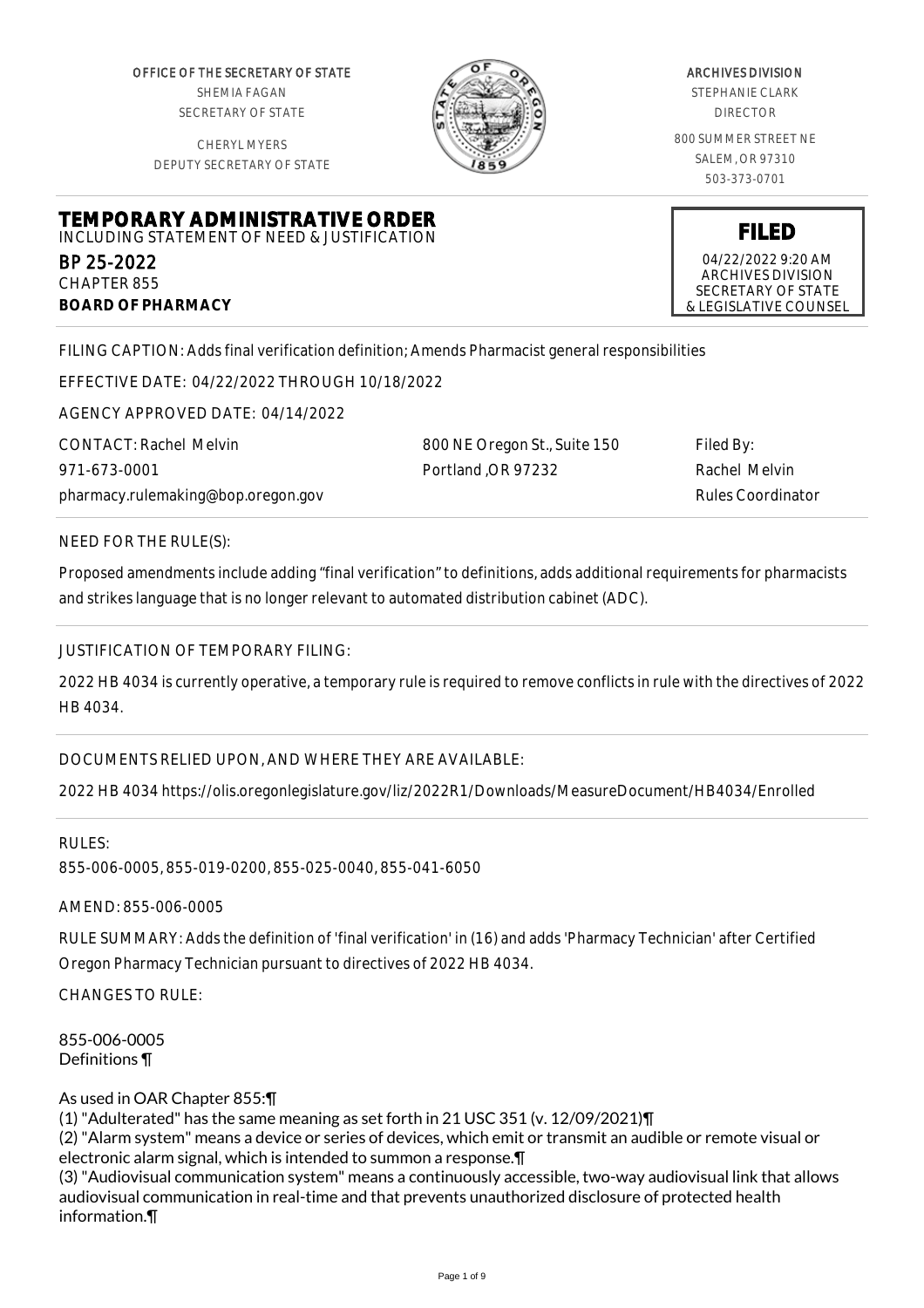OFFICE OF THE SECRETARY OF STATE
SHEMIA FAGAN
SECRETARY OF STATE

CHERYL MYERS
DEPUTY SECRETARY OF STATE

ARCHIVES DIVISION
STEPHANIE CLARK
DIRECTOR

800 SUMMER STREET NE
SALEM, OR 97310
503-373-0701

# TEMPORARY ADMINISTRATIVE ORDER

INCLUDING STATEMENT OF NEED & JUSTIFICATION

BP 25-2022
CHAPTER 855
**BOARD OF PHARMACY**

**FILED**
04/22/2022 9:20 AM
ARCHIVES DIVISION
SECRETARY OF STATE
& LEGISLATIVE COUNSEL

FILING CAPTION: Adds final verification definition; Amends Pharmacist general responsibilities

EFFECTIVE DATE: 04/22/2022 THROUGH 10/18/2022

AGENCY APPROVED DATE: 04/14/2022

CONTACT: Rachel Melvin
971-673-0001
pharmacy.rulemaking@bop.oregon.gov

800 NE Oregon St., Suite 150
Portland ,OR 97232

Filed By:
Rachel Melvin
Rules Coordinator

NEED FOR THE RULE(S):

Proposed amendments include adding "final verification" to definitions, adds additional requirements for pharmacists and strikes language that is no longer relevant to automated distribution cabinet (ADC).

JUSTIFICATION OF TEMPORARY FILING:

2022 HB 4034 is currently operative, a temporary rule is required to remove conflicts in rule with the directives of 2022 HB 4034.

DOCUMENTS RELIED UPON, AND WHERE THEY ARE AVAILABLE:

2022 HB 4034 https://olis.oregonlegislature.gov/liz/2022R1/Downloads/MeasureDocument/HB4034/Enrolled

RULES:

855-006-0005, 855-019-0200, 855-025-0040, 855-041-6050

AMEND: 855-006-0005

RULE SUMMARY: Adds the definition of 'final verification' in (16) and adds 'Pharmacy Technician' after Certified Oregon Pharmacy Technician pursuant to directives of 2022 HB 4034.

CHANGES TO RULE:

855-006-0005
Definitions ¶

As used in OAR Chapter 855:¶
(1) "Adulterated" has the same meaning as set forth in 21 USC 351 (v. 12/09/2021)¶
(2) "Alarm system" means a device or series of devices, which emit or transmit an audible or remote visual or electronic alarm signal, which is intended to summon a response.¶
(3) "Audiovisual communication system" means a continuously accessible, two-way audiovisual link that allows audiovisual communication in real-time and that prevents unauthorized disclosure of protected health information.¶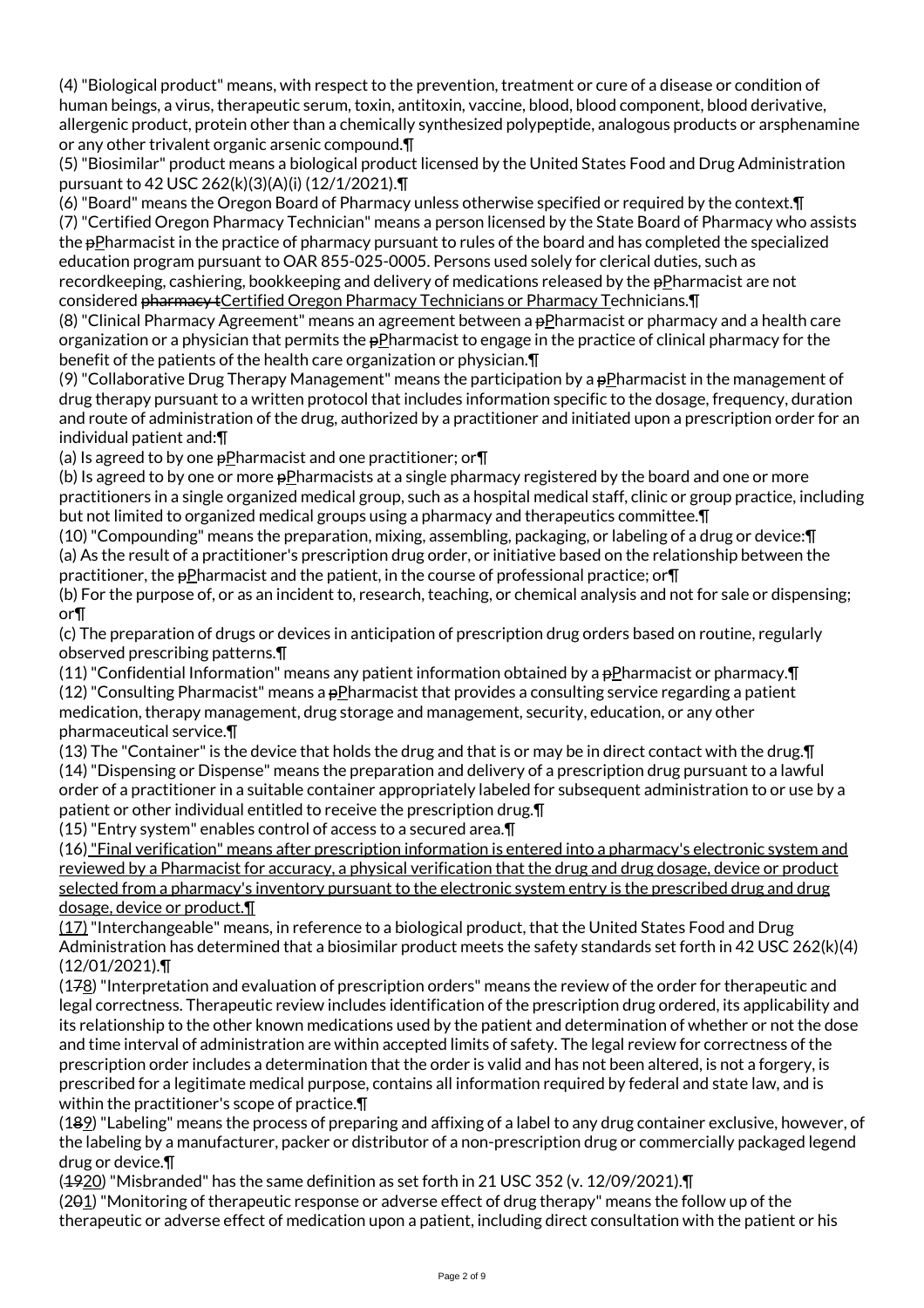(4) "Biological product" means, with respect to the prevention, treatment or cure of a disease or condition of human beings, a virus, therapeutic serum, toxin, antitoxin, vaccine, blood, blood component, blood derivative, allergenic product, protein other than a chemically synthesized polypeptide, analogous products or arsphenamine or any other trivalent organic arsenic compound.¶

(5) "Biosimilar" product means a biological product licensed by the United States Food and Drug Administration pursuant to 42 USC 262(k)(3)(A)(i) (12/1/2021).¶

(6) "Board" means the Oregon Board of Pharmacy unless otherwise specified or required by the context.¶

(7) "Certified Oregon Pharmacy Technician" means a person licensed by the State Board of Pharmacy who assists the ~~p~~<u>P</u>harmacist in the practice of pharmacy pursuant to rules of the board and has completed the specialized education program pursuant to OAR 855-025-0005. Persons used solely for clerical duties, such as recordkeeping, cashiering, bookkeeping and delivery of medications released by the ~~p~~<u>P</u>harmacist are not considered ~~pharmacy t~~<u>Certified Oregon Pharmacy Technicians or Pharmacy T</u>echnicians.¶

(8) "Clinical Pharmacy Agreement" means an agreement between a ~~p~~<u>P</u>harmacist or pharmacy and a health care organization or a physician that permits the ~~p~~<u>P</u>harmacist to engage in the practice of clinical pharmacy for the benefit of the patients of the health care organization or physician.¶

(9) "Collaborative Drug Therapy Management" means the participation by a ~~p~~<u>P</u>harmacist in the management of drug therapy pursuant to a written protocol that includes information specific to the dosage, frequency, duration and route of administration of the drug, authorized by a practitioner and initiated upon a prescription order for an individual patient and:¶

(a) Is agreed to by one ~~p~~<u>P</u>harmacist and one practitioner; or¶

(b) Is agreed to by one or more ~~p~~<u>P</u>harmacists at a single pharmacy registered by the board and one or more practitioners in a single organized medical group, such as a hospital medical staff, clinic or group practice, including but not limited to organized medical groups using a pharmacy and therapeutics committee.¶

(10) "Compounding" means the preparation, mixing, assembling, packaging, or labeling of a drug or device:¶

(a) As the result of a practitioner's prescription drug order, or initiative based on the relationship between the practitioner, the ~~p~~<u>P</u>harmacist and the patient, in the course of professional practice; or¶

(b) For the purpose of, or as an incident to, research, teaching, or chemical analysis and not for sale or dispensing; or¶

(c) The preparation of drugs or devices in anticipation of prescription drug orders based on routine, regularly observed prescribing patterns.¶

(11) "Confidential Information" means any patient information obtained by a ~~p~~<u>P</u>harmacist or pharmacy.¶

(12) "Consulting Pharmacist" means a ~~p~~<u>P</u>harmacist that provides a consulting service regarding a patient medication, therapy management, drug storage and management, security, education, or any other pharmaceutical service.¶

(13) The "Container" is the device that holds the drug and that is or may be in direct contact with the drug.¶

(14) "Dispensing or Dispense" means the preparation and delivery of a prescription drug pursuant to a lawful order of a practitioner in a suitable container appropriately labeled for subsequent administration to or use by a patient or other individual entitled to receive the prescription drug.¶

(15) "Entry system" enables control of access to a secured area.¶

(16) <u>"Final verification" means after prescription information is entered into a pharmacy's electronic system and reviewed by a Pharmacist for accuracy, a physical verification that the drug and drug dosage, device or product selected from a pharmacy's inventory pursuant to the electronic system entry is the prescribed drug and drug dosage, device or product.¶</u>

<u>(17)</u> "Interchangeable" means, in reference to a biological product, that the United States Food and Drug Administration has determined that a biosimilar product meets the safety standards set forth in 42 USC 262(k)(4) (12/01/2021).¶

(1~~7~~<u>8</u>) "Interpretation and evaluation of prescription orders" means the review of the order for therapeutic and legal correctness. Therapeutic review includes identification of the prescription drug ordered, its applicability and its relationship to the other known medications used by the patient and determination of whether or not the dose and time interval of administration are within accepted limits of safety. The legal review for correctness of the prescription order includes a determination that the order is valid and has not been altered, is not a forgery, is prescribed for a legitimate medical purpose, contains all information required by federal and state law, and is within the practitioner's scope of practice.¶

(1~~8~~<u>9</u>) "Labeling" means the process of preparing and affixing of a label to any drug container exclusive, however, of the labeling by a manufacturer, packer or distributor of a non-prescription drug or commercially packaged legend drug or device.¶

(~~19~~<u>20</u>) "Misbranded" has the same definition as set forth in 21 USC 352 (v. 12/09/2021).¶

(2~~0~~<u>1</u>) "Monitoring of therapeutic response or adverse effect of drug therapy" means the follow up of the therapeutic or adverse effect of medication upon a patient, including direct consultation with the patient or his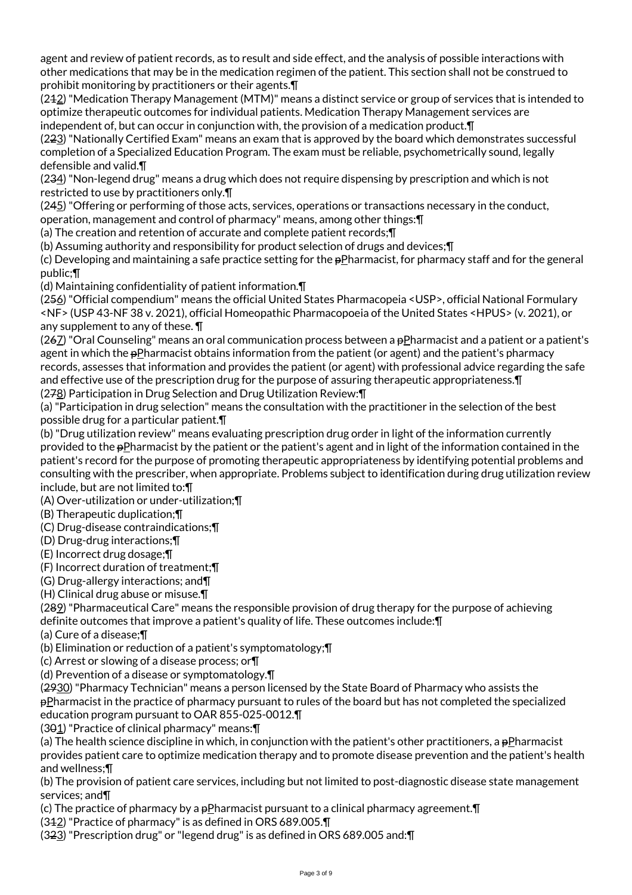agent and review of patient records, as to result and side effect, and the analysis of possible interactions with other medications that may be in the medication regimen of the patient. This section shall not be construed to prohibit monitoring by practitioners or their agents.¶

(212) "Medication Therapy Management (MTM)" means a distinct service or group of services that is intended to optimize therapeutic outcomes for individual patients. Medication Therapy Management services are independent of, but can occur in conjunction with, the provision of a medication product.¶

(223) "Nationally Certified Exam" means an exam that is approved by the board which demonstrates successful completion of a Specialized Education Program. The exam must be reliable, psychometrically sound, legally defensible and valid.¶

(234) "Non-legend drug" means a drug which does not require dispensing by prescription and which is not restricted to use by practitioners only.¶

(245) "Offering or performing of those acts, services, operations or transactions necessary in the conduct, operation, management and control of pharmacy" means, among other things:¶

(a) The creation and retention of accurate and complete patient records;¶

(b) Assuming authority and responsibility for product selection of drugs and devices;¶

(c) Developing and maintaining a safe practice setting for the pPharmacist, for pharmacy staff and for the general public;¶

(d) Maintaining confidentiality of patient information.¶

(256) "Official compendium" means the official United States Pharmacopeia <USP>, official National Formulary <NF> (USP 43-NF 38 v. 2021), official Homeopathic Pharmacopoeia of the United States <HPUS> (v. 2021), or any supplement to any of these. ¶

(267) "Oral Counseling" means an oral communication process between a pPharmacist and a patient or a patient's agent in which the pPharmacist obtains information from the patient (or agent) and the patient's pharmacy records, assesses that information and provides the patient (or agent) with professional advice regarding the safe and effective use of the prescription drug for the purpose of assuring therapeutic appropriateness.¶

(278) Participation in Drug Selection and Drug Utilization Review:¶

(a) "Participation in drug selection" means the consultation with the practitioner in the selection of the best possible drug for a particular patient.¶

(b) "Drug utilization review" means evaluating prescription drug order in light of the information currently provided to the pPharmacist by the patient or the patient's agent and in light of the information contained in the patient's record for the purpose of promoting therapeutic appropriateness by identifying potential problems and consulting with the prescriber, when appropriate. Problems subject to identification during drug utilization review include, but are not limited to:¶

(A) Over-utilization or under-utilization;¶

(B) Therapeutic duplication;¶

(C) Drug-disease contraindications;¶

(D) Drug-drug interactions;¶

(E) Incorrect drug dosage;¶

(F) Incorrect duration of treatment;¶

(G) Drug-allergy interactions; and¶

(H) Clinical drug abuse or misuse.¶

(289) "Pharmaceutical Care" means the responsible provision of drug therapy for the purpose of achieving definite outcomes that improve a patient's quality of life. These outcomes include:¶

(a) Cure of a disease;¶

(b) Elimination or reduction of a patient's symptomatology;¶

(c) Arrest or slowing of a disease process; or¶

(d) Prevention of a disease or symptomatology.¶

(2930) "Pharmacy Technician" means a person licensed by the State Board of Pharmacy who assists the pPharmacist in the practice of pharmacy pursuant to rules of the board but has not completed the specialized education program pursuant to OAR 855-025-0012.¶

(301) "Practice of clinical pharmacy" means:¶

(a) The health science discipline in which, in conjunction with the patient's other practitioners, a pPharmacist provides patient care to optimize medication therapy and to promote disease prevention and the patient's health and wellness;¶

(b) The provision of patient care services, including but not limited to post-diagnostic disease state management services; and¶

(c) The practice of pharmacy by a pPharmacist pursuant to a clinical pharmacy agreement.¶

(312) "Practice of pharmacy" is as defined in ORS 689.005.¶

(323) "Prescription drug" or "legend drug" is as defined in ORS 689.005 and:¶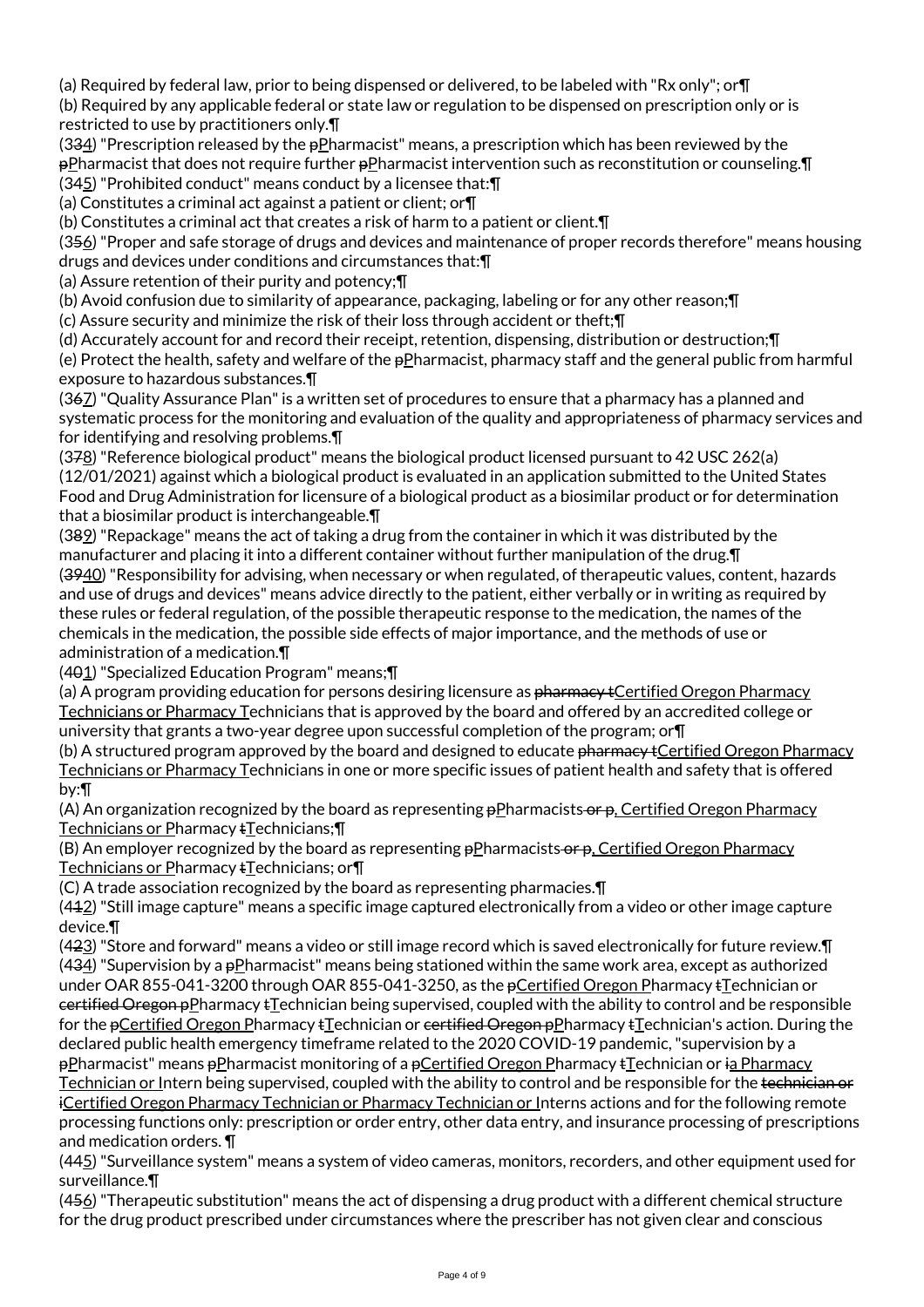(a) Required by federal law, prior to being dispensed or delivered, to be labeled with "Rx only"; or¶

(b) Required by any applicable federal or state law or regulation to be dispensed on prescription only or is restricted to use by practitioners only.¶

(3~~3~~4) "Prescription released by the ~~p~~Pharmacist" means, a prescription which has been reviewed by the ~~p~~Pharmacist that does not require further ~~p~~Pharmacist intervention such as reconstitution or counseling.¶

(3~~4~~5) "Prohibited conduct" means conduct by a licensee that:¶

(a) Constitutes a criminal act against a patient or client; or¶

(b) Constitutes a criminal act that creates a risk of harm to a patient or client.¶

(3~~5~~6) "Proper and safe storage of drugs and devices and maintenance of proper records therefore" means housing drugs and devices under conditions and circumstances that:¶

(a) Assure retention of their purity and potency;¶

(b) Avoid confusion due to similarity of appearance, packaging, labeling or for any other reason;¶

(c) Assure security and minimize the risk of their loss through accident or theft;¶

(d) Accurately account for and record their receipt, retention, dispensing, distribution or destruction;¶

(e) Protect the health, safety and welfare of the ~~p~~Pharmacist, pharmacy staff and the general public from harmful exposure to hazardous substances.¶

(3~~6~~7) "Quality Assurance Plan" is a written set of procedures to ensure that a pharmacy has a planned and systematic process for the monitoring and evaluation of the quality and appropriateness of pharmacy services and for identifying and resolving problems.¶

(3~~7~~8) "Reference biological product" means the biological product licensed pursuant to 42 USC 262(a) (12/01/2021) against which a biological product is evaluated in an application submitted to the United States Food and Drug Administration for licensure of a biological product as a biosimilar product or for determination that a biosimilar product is interchangeable.¶

(3~~8~~9) "Repackage" means the act of taking a drug from the container in which it was distributed by the manufacturer and placing it into a different container without further manipulation of the drug.¶

(~~39~~40) "Responsibility for advising, when necessary or when regulated, of therapeutic values, content, hazards and use of drugs and devices" means advice directly to the patient, either verbally or in writing as required by these rules or federal regulation, of the possible therapeutic response to the medication, the names of the chemicals in the medication, the possible side effects of major importance, and the methods of use or administration of a medication.¶

(4~~0~~1) "Specialized Education Program" means;¶

(a) A program providing education for persons desiring licensure as ~~pharmacy t~~Certified Oregon Pharmacy Technicians or Pharmacy Technicians that is approved by the board and offered by an accredited college or university that grants a two-year degree upon successful completion of the program; or¶

(b) A structured program approved by the board and designed to educate ~~pharmacy t~~Certified Oregon Pharmacy Technicians or Pharmacy Technicians in one or more specific issues of patient health and safety that is offered by:¶

(A) An organization recognized by the board as representing ~~p~~Pharmacists~~ or p~~, Certified Oregon Pharmacy Technicians or Pharmacy ~~t~~Technicians;¶

(B) An employer recognized by the board as representing ~~p~~Pharmacists~~ or p~~, Certified Oregon Pharmacy Technicians or Pharmacy ~~t~~Technicians; or¶

(C) A trade association recognized by the board as representing pharmacies.¶

(4~~1~~2) "Still image capture" means a specific image captured electronically from a video or other image capture device.¶

(4~~2~~3) "Store and forward" means a video or still image record which is saved electronically for future review.¶

(4~~3~~4) "Supervision by a ~~p~~Pharmacist" means being stationed within the same work area, except as authorized under OAR 855-041-3200 through OAR 855-041-3250, as the ~~p~~Certified Oregon Pharmacy ~~t~~Technician or ~~certified Oregon p~~Pharmacy ~~t~~Technician being supervised, coupled with the ability to control and be responsible for the ~~p~~Certified Oregon Pharmacy ~~t~~Technician or ~~certified Oregon p~~Pharmacy ~~t~~Technician's action. During the declared public health emergency timeframe related to the 2020 COVID-19 pandemic, "supervision by a ~~p~~Pharmacist" means ~~p~~Pharmacist monitoring of a ~~p~~Certified Oregon Pharmacy ~~t~~Technician or ~~i~~a Pharmacy Technician or Intern being supervised, coupled with the ability to control and be responsible for the ~~technician or i~~Certified Oregon Pharmacy Technician or Pharmacy Technician or Interns actions and for the following remote processing functions only: prescription or order entry, other data entry, and insurance processing of prescriptions and medication orders. ¶

(4~~4~~5) "Surveillance system" means a system of video cameras, monitors, recorders, and other equipment used for surveillance.¶

(4~~5~~6) "Therapeutic substitution" means the act of dispensing a drug product with a different chemical structure for the drug product prescribed under circumstances where the prescriber has not given clear and conscious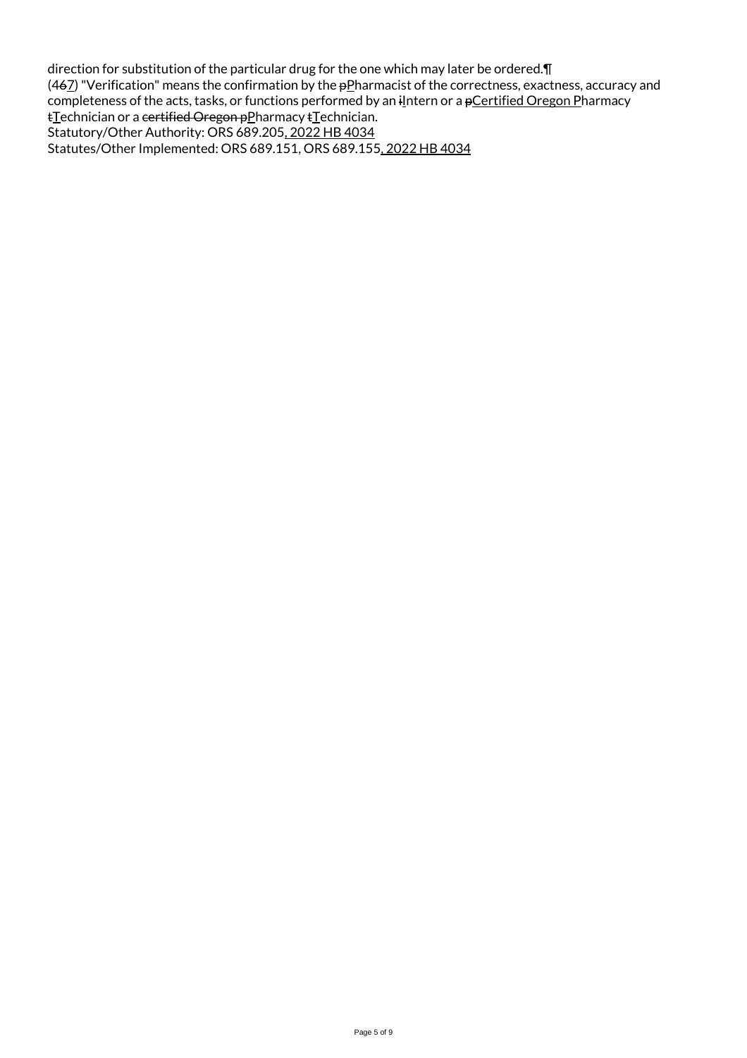direction for substitution of the particular drug for the one which may later be ordered.¶
(467) "Verification" means the confirmation by the pPharmacist of the correctness, exactness, accuracy and completeness of the acts, tasks, or functions performed by an iIntern or a pCertified Oregon Pharmacy tTechnician or a certified Oregon pPharmacy tTechnician.
Statutory/Other Authority: ORS 689.205, 2022 HB 4034
Statutes/Other Implemented: ORS 689.151, ORS 689.155, 2022 HB 4034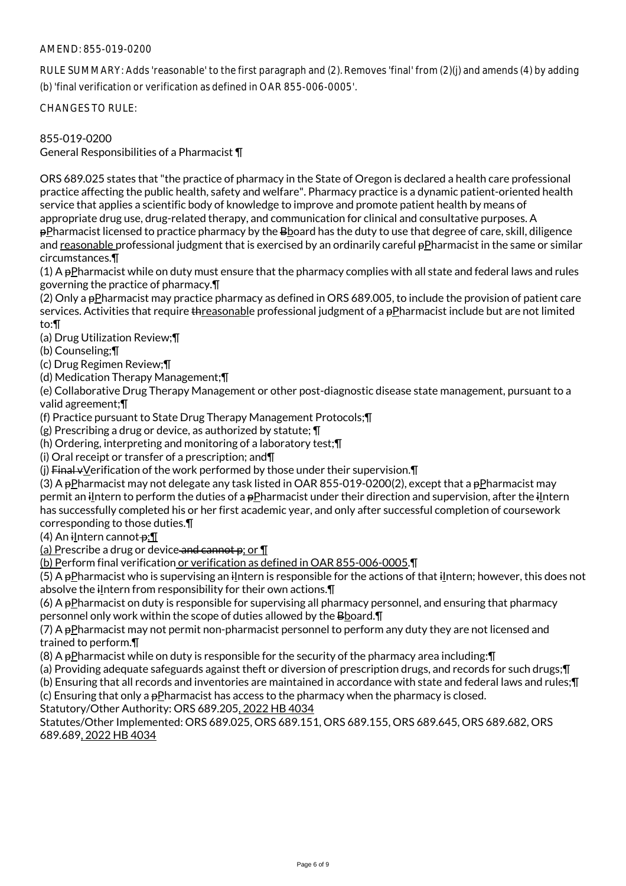AMEND: 855-019-0200

RULE SUMMARY: Adds 'reasonable' to the first paragraph and (2). Removes 'final' from (2)(j) and amends (4) by adding (b) 'final verification or verification as defined in OAR 855-006-0005'.

CHANGES TO RULE:

855-019-0200
General Responsibilities of a Pharmacist ¶

ORS 689.025 states that "the practice of pharmacy in the State of Oregon is declared a health care professional practice affecting the public health, safety and welfare". Pharmacy practice is a dynamic patient-oriented health service that applies a scientific body of knowledge to improve and promote patient health by means of appropriate drug use, drug-related therapy, and communication for clinical and consultative purposes. A pPharmacist licensed to practice pharmacy by the Bboard has the duty to use that degree of care, skill, diligence and reasonable professional judgment that is exercised by an ordinarily careful pPharmacist in the same or similar circumstances.¶

(1) A pPharmacist while on duty must ensure that the pharmacy complies with all state and federal laws and rules governing the practice of pharmacy.¶

(2) Only a pPharmacist may practice pharmacy as defined in ORS 689.005, to include the provision of patient care services. Activities that require threasonable professional judgment of a pPharmacist include but are not limited to:¶

(a) Drug Utilization Review;¶

(b) Counseling;¶

(c) Drug Regimen Review;¶

(d) Medication Therapy Management;¶

(e) Collaborative Drug Therapy Management or other post-diagnostic disease state management, pursuant to a valid agreement;¶

(f) Practice pursuant to State Drug Therapy Management Protocols;¶

(g) Prescribing a drug or device, as authorized by statute; ¶

(h) Ordering, interpreting and monitoring of a laboratory test;¶

(i) Oral receipt or transfer of a prescription; and¶

(j) Final vVerification of the work performed by those under their supervision.¶

(3) A pPharmacist may not delegate any task listed in OAR 855-019-0200(2), except that a pPharmacist may permit an iIntern to perform the duties of a pPharmacist under their direction and supervision, after the iIntern has successfully completed his or her first academic year, and only after successful completion of coursework corresponding to those duties.¶

(4) An iIntern cannot p:¶

(a) Prescribe a drug or device and cannot p; or ¶

(b) Perform final verification or verification as defined in OAR 855-006-0005.¶

(5) A pPharmacist who is supervising an iIntern is responsible for the actions of that iIntern; however, this does not absolve the iIntern from responsibility for their own actions.¶

(6) A pPharmacist on duty is responsible for supervising all pharmacy personnel, and ensuring that pharmacy personnel only work within the scope of duties allowed by the Bboard.¶

(7) A pPharmacist may not permit non-pharmacist personnel to perform any duty they are not licensed and trained to perform.¶

(8) A pPharmacist while on duty is responsible for the security of the pharmacy area including:¶

(a) Providing adequate safeguards against theft or diversion of prescription drugs, and records for such drugs;¶

(b) Ensuring that all records and inventories are maintained in accordance with state and federal laws and rules;¶

(c) Ensuring that only a pPharmacist has access to the pharmacy when the pharmacy is closed.

Statutory/Other Authority: ORS 689.205, 2022 HB 4034

Statutes/Other Implemented: ORS 689.025, ORS 689.151, ORS 689.155, ORS 689.645, ORS 689.682, ORS 689.689, 2022 HB 4034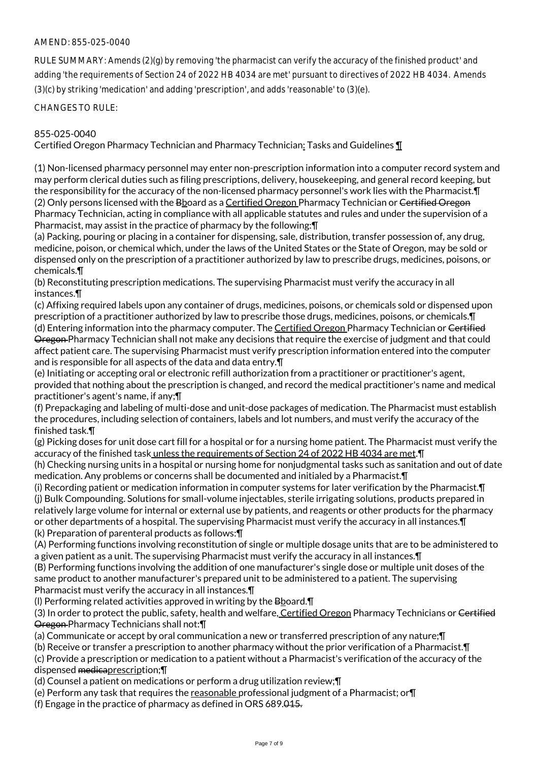AMEND: 855-025-0040

RULE SUMMARY: Amends (2)(g) by removing 'the pharmacist can verify the accuracy of the finished product' and adding 'the requirements of Section 24 of 2022 HB 4034 are met' pursuant to directives of 2022 HB 4034. Amends (3)(c) by striking 'medication' and adding 'prescription', and adds 'reasonable' to (3)(e).

CHANGES TO RULE:

855-025-0040
Certified Oregon Pharmacy Technician and Pharmacy Technician: Tasks and Guidelines ¶

(1) Non-licensed pharmacy personnel may enter non-prescription information into a computer record system and may perform clerical duties such as filing prescriptions, delivery, housekeeping, and general record keeping, but the responsibility for the accuracy of the non-licensed pharmacy personnel's work lies with the Pharmacist.¶
(2) Only persons licensed with the Bboard as a Certified Oregon Pharmacy Technician or Certified Oregon Pharmacy Technician, acting in compliance with all applicable statutes and rules and under the supervision of a Pharmacist, may assist in the practice of pharmacy by the following:¶
(a) Packing, pouring or placing in a container for dispensing, sale, distribution, transfer possession of, any drug, medicine, poison, or chemical which, under the laws of the United States or the State of Oregon, may be sold or dispensed only on the prescription of a practitioner authorized by law to prescribe drugs, medicines, poisons, or chemicals.¶
(b) Reconstituting prescription medications. The supervising Pharmacist must verify the accuracy in all instances.¶
(c) Affixing required labels upon any container of drugs, medicines, poisons, or chemicals sold or dispensed upon prescription of a practitioner authorized by law to prescribe those drugs, medicines, poisons, or chemicals.¶
(d) Entering information into the pharmacy computer. The Certified Oregon Pharmacy Technician or Certified Oregon Pharmacy Technician shall not make any decisions that require the exercise of judgment and that could affect patient care. The supervising Pharmacist must verify prescription information entered into the computer and is responsible for all aspects of the data and data entry.¶
(e) Initiating or accepting oral or electronic refill authorization from a practitioner or practitioner's agent, provided that nothing about the prescription is changed, and record the medical practitioner's name and medical practitioner's agent's name, if any;¶
(f) Prepackaging and labeling of multi-dose and unit-dose packages of medication. The Pharmacist must establish the procedures, including selection of containers, labels and lot numbers, and must verify the accuracy of the finished task.¶
(g) Picking doses for unit dose cart fill for a hospital or for a nursing home patient. The Pharmacist must verify the accuracy of the finished task unless the requirements of Section 24 of 2022 HB 4034 are met.¶
(h) Checking nursing units in a hospital or nursing home for nonjudgmental tasks such as sanitation and out of date medication. Any problems or concerns shall be documented and initialed by a Pharmacist.¶
(i) Recording patient or medication information in computer systems for later verification by the Pharmacist.¶
(j) Bulk Compounding. Solutions for small-volume injectables, sterile irrigating solutions, products prepared in relatively large volume for internal or external use by patients, and reagents or other products for the pharmacy or other departments of a hospital. The supervising Pharmacist must verify the accuracy in all instances.¶
(k) Preparation of parenteral products as follows:¶
(A) Performing functions involving reconstitution of single or multiple dosage units that are to be administered to a given patient as a unit. The supervising Pharmacist must verify the accuracy in all instances.¶
(B) Performing functions involving the addition of one manufacturer's single dose or multiple unit doses of the same product to another manufacturer's prepared unit to be administered to a patient. The supervising Pharmacist must verify the accuracy in all instances.¶
(l) Performing related activities approved in writing by the Bboard.¶
(3) In order to protect the public, safety, health and welfare, Certified Oregon Pharmacy Technicians or Certified Oregon Pharmacy Technicians shall not:¶
(a) Communicate or accept by oral communication a new or transferred prescription of any nature;¶
(b) Receive or transfer a prescription to another pharmacy without the prior verification of a Pharmacist.¶
(c) Provide a prescription or medication to a patient without a Pharmacist's verification of the accuracy of the dispensed medicaprescription;¶
(d) Counsel a patient on medications or perform a drug utilization review;¶
(e) Perform any task that requires the reasonable professional judgment of a Pharmacist; or¶
(f) Engage in the practice of pharmacy as defined in ORS 689.015.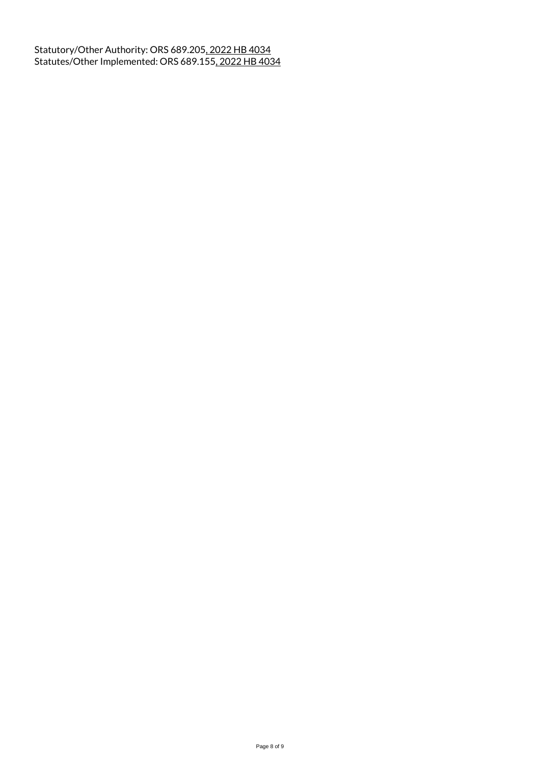Statutory/Other Authority: ORS 689.205, 2022 HB 4034
Statutes/Other Implemented: ORS 689.155, 2022 HB 4034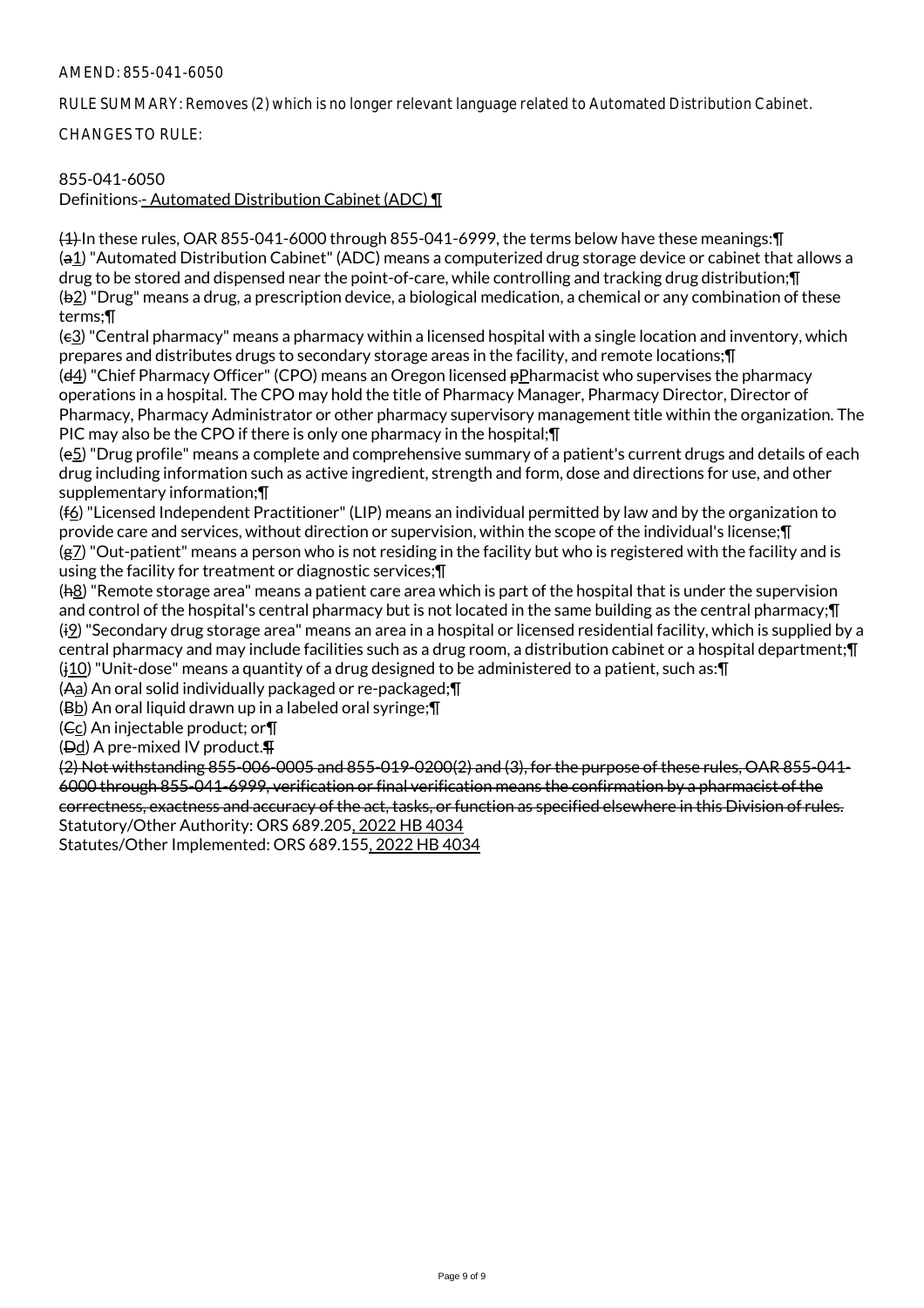AMEND: 855-041-6050

RULE SUMMARY: Removes (2) which is no longer relevant language related to Automated Distribution Cabinet.

CHANGES TO RULE:

855-041-6050
Definitions - Automated Distribution Cabinet (ADC) ¶

~~(1)~~ In these rules, OAR 855-041-6000 through 855-041-6999, the terms below have these meanings:¶
(~~a~~1) "Automated Distribution Cabinet" (ADC) means a computerized drug storage device or cabinet that allows a drug to be stored and dispensed near the point-of-care, while controlling and tracking drug distribution;¶
(~~b~~2) "Drug" means a drug, a prescription device, a biological medication, a chemical or any combination of these terms;¶
(~~c~~3) "Central pharmacy" means a pharmacy within a licensed hospital with a single location and inventory, which prepares and distributes drugs to secondary storage areas in the facility, and remote locations;¶
(~~d~~4) "Chief Pharmacy Officer" (CPO) means an Oregon licensed ~~p~~Pharmacist who supervises the pharmacy operations in a hospital. The CPO may hold the title of Pharmacy Manager, Pharmacy Director, Director of Pharmacy, Pharmacy Administrator or other pharmacy supervisory management title within the organization. The PIC may also be the CPO if there is only one pharmacy in the hospital;¶
(~~e~~5) "Drug profile" means a complete and comprehensive summary of a patient's current drugs and details of each drug including information such as active ingredient, strength and form, dose and directions for use, and other supplementary information;¶
(~~f~~6) "Licensed Independent Practitioner" (LIP) means an individual permitted by law and by the organization to provide care and services, without direction or supervision, within the scope of the individual's license;¶
(~~g~~7) "Out-patient" means a person who is not residing in the facility but who is registered with the facility and is using the facility for treatment or diagnostic services;¶
(~~h~~8) "Remote storage area" means a patient care area which is part of the hospital that is under the supervision and control of the hospital's central pharmacy but is not located in the same building as the central pharmacy;¶
(~~i~~9) "Secondary drug storage area" means an area in a hospital or licensed residential facility, which is supplied by a central pharmacy and may include facilities such as a drug room, a distribution cabinet or a hospital department;¶
(~~j~~10) "Unit-dose" means a quantity of a drug designed to be administered to a patient, such as:¶
(~~A~~a) An oral solid individually packaged or re-packaged;¶
(~~B~~b) An oral liquid drawn up in a labeled oral syringe;¶
(~~C~~c) An injectable product; or¶
(~~D~~d) A pre-mixed IV product.~~¶~~
~~(2) Not withstanding 855-006-0005 and 855-019-0200(2) and (3), for the purpose of these rules, OAR 855-041-6000 through 855-041-6999, verification or final verification means the confirmation by a pharmacist of the correctness, exactness and accuracy of the act, tasks, or function as specified elsewhere in this Division of rules.~~
Statutory/Other Authority: ORS 689.205, 2022 HB 4034
Statutes/Other Implemented: ORS 689.155, 2022 HB 4034